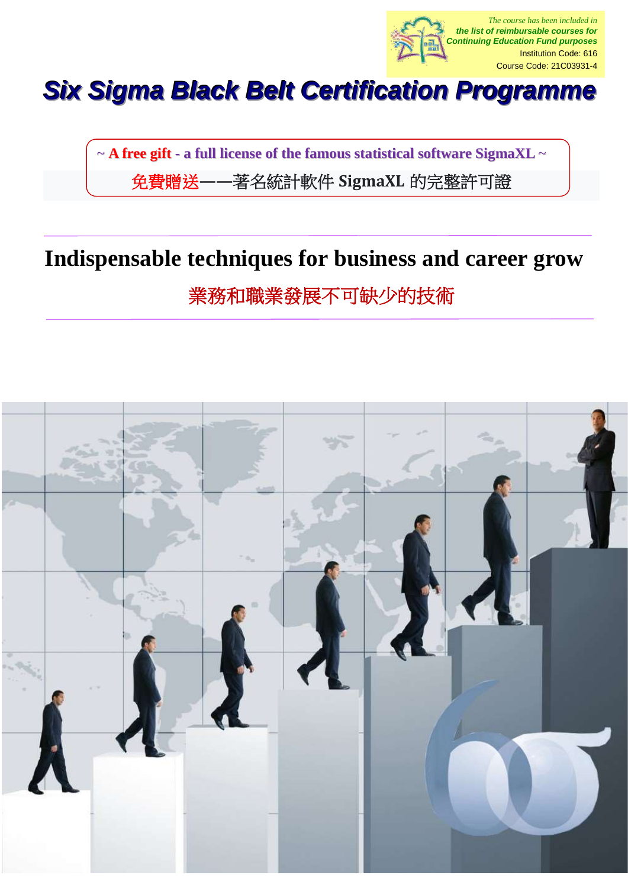*The course has been included in*
***the list of reimbursable courses for Continuing Education Fund purposes***
Institution Code: 616
Course Code: 21C03931-4

# Six Sigma Black Belt Certification Programme

**~ A free gift - a full license of the famous statistical software SigmaXL ~**

免費贈送——著名統計軟件 **SigmaXL** 的完整許可證

## Indispensable techniques for business and career grow

業務和職業發展不可缺少的技術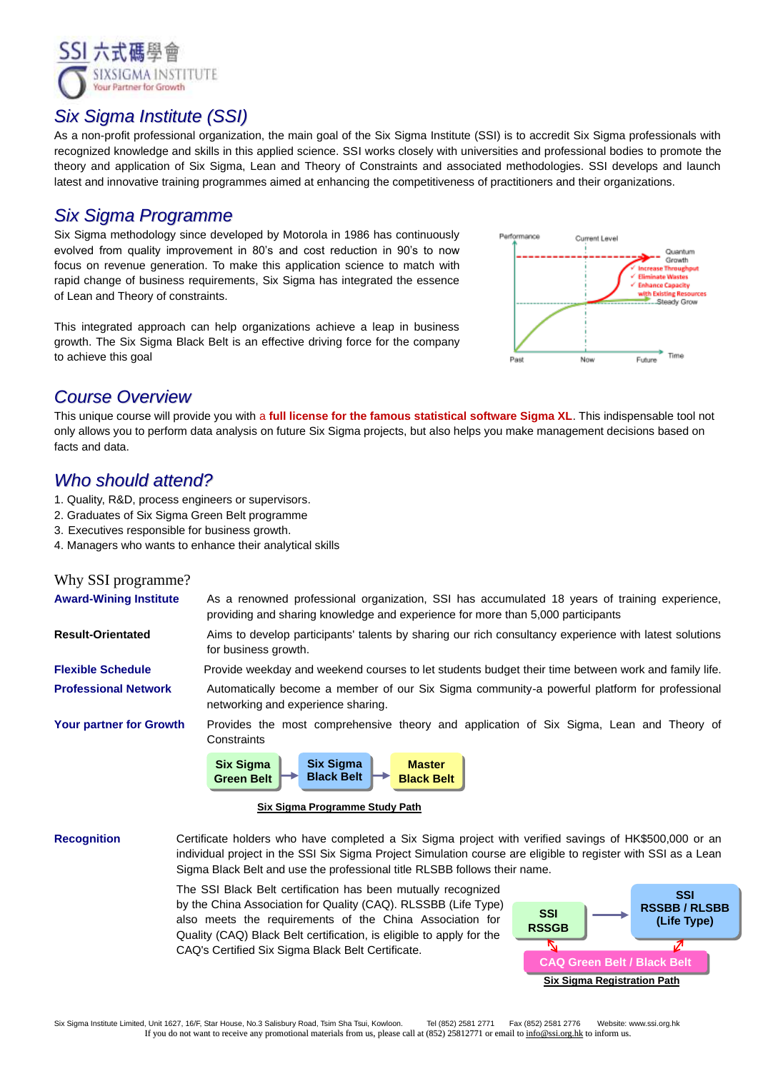SSI 六式碼學會
SIXSIGMA INSTITUTE
Your Partner for Growth

## Six Sigma Institute (SSI)

As a non-profit professional organization, the main goal of the Six Sigma Institute (SSI) is to accredit Six Sigma professionals with recognized knowledge and skills in this applied science. SSI works closely with universities and professional bodies to promote the theory and application of Six Sigma, Lean and Theory of Constraints and associated methodologies. SSI develops and launch latest and innovative training programmes aimed at enhancing the competitiveness of practitioners and their organizations.

## Six Sigma Programme

Six Sigma methodology since developed by Motorola in 1986 has continuously evolved from quality improvement in 80's and cost reduction in 90's to now focus on revenue generation. To make this application science to match with rapid change of business requirements, Six Sigma has integrated the essence of Lean and Theory of constraints.

This integrated approach can help organizations achieve a leap in business growth. The Six Sigma Black Belt is an effective driving force for the company to achieve this goal

Performance — Current Level — Quantum Growth
✓ Increase Throughput
✓ Eliminate Wastes
✓ Enhance Capacity with Existing Resources
Steady Grow
Past — Now — Future — Time

## Course Overview

This unique course will provide you with **a full license for the famous statistical software Sigma XL**. This indispensable tool not only allows you to perform data analysis on future Six Sigma projects, but also helps you make management decisions based on facts and data.

## Who should attend?

1. Quality, R&D, process engineers or supervisors.
2. Graduates of Six Sigma Green Belt programme
3. Executives responsible for business growth.
4. Managers who wants to enhance their analytical skills

## Why SSI programme?

**Award-Wining Institute** — As a renowned professional organization, SSI has accumulated 18 years of training experience, providing and sharing knowledge and experience for more than 5,000 participants

**Result-Orientated** — Aims to develop participants' talents by sharing our rich consultancy experience with latest solutions for business growth.

**Flexible Schedule** — Provide weekday and weekend courses to let students budget their time between work and family life.

**Professional Network** — Automatically become a member of our Six Sigma community-a powerful platform for professional networking and experience sharing.

**Your partner for Growth** — Provides the most comprehensive theory and application of Six Sigma, Lean and Theory of Constraints

Six Sigma Green Belt → Six Sigma Black Belt → Master Black Belt

**Six Sigma Programme Study Path**

**Recognition** — Certificate holders who have completed a Six Sigma project with verified savings of HK$500,000 or an individual project in the SSI Six Sigma Project Simulation course are eligible to register with SSI as a Lean Sigma Black Belt and use the professional title RLSBB follow their name.

The SSI Black Belt certification has been mutually recognized by the China Association for Quality (CAQ). RLSSBB (Life Type) also meets the requirements of the China Association for Quality (CAQ) Black Belt certification, is eligible to apply for the CAQ's Certified Six Sigma Black Belt Certificate.

SSI RSSGB → SSI RSSBB / RLSBB (Life Type)
CAQ Green Belt / Black Belt

**Six Sigma Registration Path**

Six Sigma Institute Limited, Unit 1627, 16/F, Star House, No.3 Salisbury Road, Tsim Sha Tsui, Kowloon. Tel (852) 2581 2771 Fax (852) 2581 2776 Website: www.ssi.org.hk
If you do not want to receive any promotional materials from us, please call at (852) 25812771 or email to info@ssi.org.hk to inform us.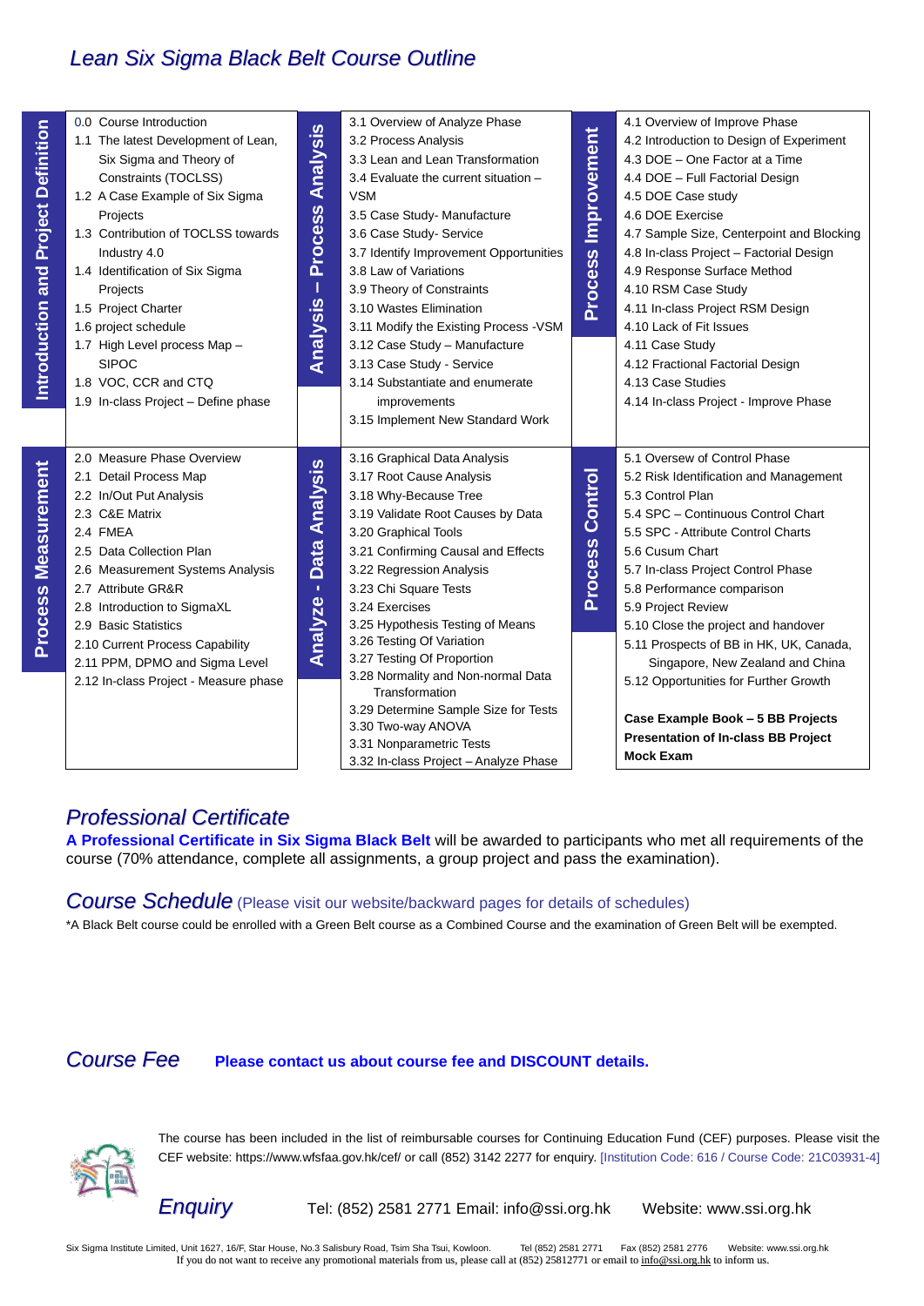# Lean Six Sigma Black Belt Course Outline

| Introduction and Project Definition | | Analysis – Process Analysis | | Process Improvement | |
|---|---|---|---|---|---|
| | 0.0 Course Introduction<br>1.1 The latest Development of Lean, Six Sigma and Theory of Constraints (TOCLSS)<br>1.2 A Case Example of Six Sigma Projects<br>1.3 Contribution of TOCLSS towards Industry 4.0<br>1.4 Identification of Six Sigma Projects<br>1.5 Project Charter<br>1.6 project schedule<br>1.7 High Level process Map – SIPOC<br>1.8 VOC, CCR and CTQ<br>1.9 In-class Project – Define phase | | 3.1 Overview of Analyze Phase<br>3.2 Process Analysis<br>3.3 Lean and Lean Transformation<br>3.4 Evaluate the current situation – VSM<br>3.5 Case Study- Manufacture<br>3.6 Case Study- Service<br>3.7 Identify Improvement Opportunities<br>3.8 Law of Variations<br>3.9 Theory of Constraints<br>3.10 Wastes Elimination<br>3.11 Modify the Existing Process -VSM<br>3.12 Case Study – Manufacture<br>3.13 Case Study - Service<br>3.14 Substantiate and enumerate improvements<br>3.15 Implement New Standard Work | | 4.1 Overview of Improve Phase<br>4.2 Introduction to Design of Experiment<br>4.3 DOE – One Factor at a Time<br>4.4 DOE – Full Factorial Design<br>4.5 DOE Case study<br>4.6 DOE Exercise<br>4.7 Sample Size, Centerpoint and Blocking<br>4.8 In-class Project – Factorial Design<br>4.9 Response Surface Method<br>4.10 RSM Case Study<br>4.11 In-class Project RSM Design<br>4.10 Lack of Fit Issues<br>4.11 Case Study<br>4.12 Fractional Factorial Design<br>4.13 Case Studies<br>4.14 In-class Project - Improve Phase |
| **Process Measurement** | 2.0 Measure Phase Overview<br>2.1 Detail Process Map<br>2.2 In/Out Put Analysis<br>2.3 C&E Matrix<br>2.4 FMEA<br>2.5 Data Collection Plan<br>2.6 Measurement Systems Analysis<br>2.7 Attribute GR&R<br>2.8 Introduction to SigmaXL<br>2.9 Basic Statistics<br>2.10 Current Process Capability<br>2.11 PPM, DPMO and Sigma Level<br>2.12 In-class Project - Measure phase | **Analyze - Data Analysis** | 3.16 Graphical Data Analysis<br>3.17 Root Cause Analysis<br>3.18 Why-Because Tree<br>3.19 Validate Root Causes by Data<br>3.20 Graphical Tools<br>3.21 Confirming Causal and Effects<br>3.22 Regression Analysis<br>3.23 Chi Square Tests<br>3.24 Exercises<br>3.25 Hypothesis Testing of Means<br>3.26 Testing Of Variation<br>3.27 Testing Of Proportion<br>3.28 Normality and Non-normal Data Transformation<br>3.29 Determine Sample Size for Tests<br>3.30 Two-way ANOVA<br>3.31 Nonparametric Tests<br>3.32 In-class Project – Analyze Phase | **Process Control** | 5.1 Oversew of Control Phase<br>5.2 Risk Identification and Management<br>5.3 Control Plan<br>5.4 SPC – Continuous Control Chart<br>5.5 SPC - Attribute Control Charts<br>5.6 Cusum Chart<br>5.7 In-class Project Control Phase<br>5.8 Performance comparison<br>5.9 Project Review<br>5.10 Close the project and handover<br>5.11 Prospects of BB in HK, UK, Canada, Singapore, New Zealand and China<br>5.12 Opportunities for Further Growth<br><br>**Case Example Book – 5 BB Projects**<br>**Presentation of In-class BB Project**<br>**Mock Exam** |

## *Professional Certificate*

**A Professional Certificate in Six Sigma Black Belt** will be awarded to participants who met all requirements of the course (70% attendance, complete all assignments, a group project and pass the examination).

## *Course Schedule* (Please visit our website/backward pages for details of schedules)

*A Black Belt course could be enrolled with a Green Belt course as a Combined Course and the examination of Green Belt will be exempted.

## *Course Fee* **Please contact us about course fee and DISCOUNT details.**

The course has been included in the list of reimbursable courses for Continuing Education Fund (CEF) purposes. Please visit the CEF website: https://www.wfsfaa.gov.hk/cef/ or call (852) 3142 2277 for enquiry. [Institution Code: 616 / Course Code: 21C03931-4]

## *Enquiry* Tel: (852) 2581 2771 Email: info@ssi.org.hk Website: www.ssi.org.hk

Six Sigma Institute Limited, Unit 1627, 16/F, Star House, No.3 Salisbury Road, Tsim Sha Tsui, Kowloon. Tel (852) 2581 2771 Fax (852) 2581 2776 Website: www.ssi.org.hk
If you do not want to receive any promotional materials from us, please call at (852) 25812771 or email to info@ssi.org.hk to inform us.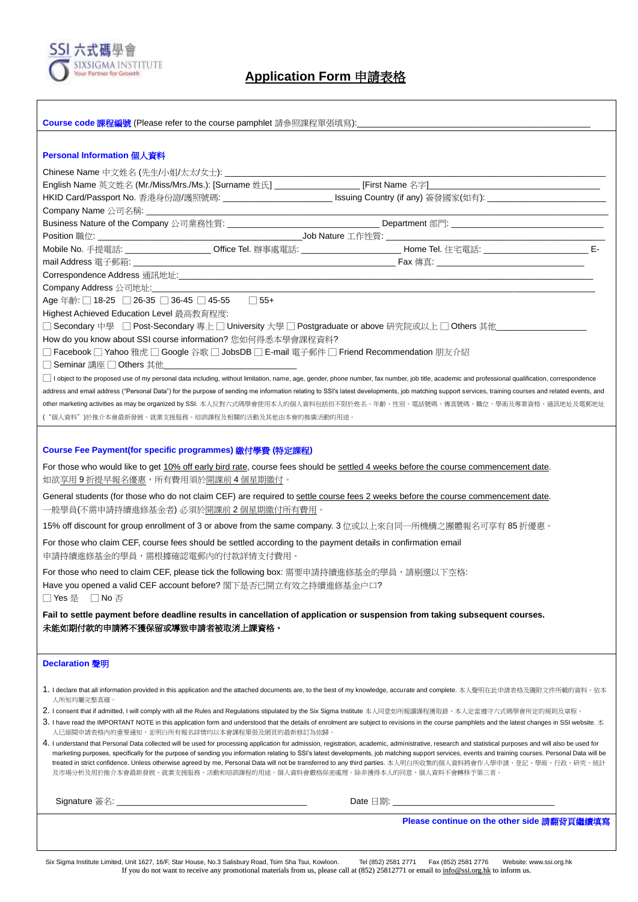SSI 六式碼學會
SIXSIGMA INSTITUTE
Your Partner for Growth

# Application Form 申請表格

**Course code 課程編號** (Please refer to the course pamphlet 請參照課程單張填寫):______________________________

## Personal Information 個人資料

Chinese Name 中文姓名 (先生/小姐/太太/女士): ______________________________

English Name 英文姓名 (Mr./Miss/Mrs./Ms.): [Surname 姓氏] ________________ [First Name 名字]______________________

HKID Card/Passport No. 香港身份證/護照號碼: ____________________ Issuing Country (if any) 簽發國家(如有): ____________________

Company Name 公司名稱: ______________________________

Business Nature of the Company 公司業務性質: ______________________ Department 部門: ______________________

Position 職位: ______________________Job Nature 工作性質: ______________________

Mobile No. 手提電話: ________________ Office Tel. 辦事處電話: ________________ Home Tel. 住宅電話: ________________ E-mail Address 電子郵箱: ______________________ Fax 傳真: ______________________

Correspondence Address 通訊地址:______________________________

Company Address 公司地址:______________________________

Age 年齡: ☐ 18-25 ☐ 26-35 ☐ 36-45 ☐ 45-55 ☐ 55+

Highest Achieved Education Level 最高教育程度:

☐ Secondary 中學 ☐ Post-Secondary 專上 ☐ University 大學 ☐ Postgraduate or above 研究院或以上 ☐ Others 其他______________

How do you know about SSI course information? 您如何得悉本學會課程資料?

☐ Facebook ☐ Yahoo 雅虎 ☐ Google 谷歌 ☐ JobsDB ☐ E-mail 電子郵件 ☐ Friend Recommendation 朋友介紹

☐ Seminar 講座 ☐ Others 其他______________

☐ I object to the proposed use of my personal data including, without limitation, name, age, gender, phone number, fax number, job title, academic and professional qualification, correspondence address and email address ("Personal Data") for the purpose of sending me information relating to SSI's latest developments, job matching support services, training courses and related events, and other marketing activities as may be organized by SSI. 本人反對六式碼學會使用本人的個人資料包括但不限於姓名、年齡、性別、電話號碼、傳真號碼、職位、學術及專業資格、通訊地址及電郵地址("個人資料")於推介本會最新發展、就業支援服務、培訓課程及相關的活動及其他由本會的推廣活動的用途。

## Course Fee Payment(for specific programmes) 繳付學費 (特定課程)

For those who would like to get 10% off early bird rate, course fees should be settled 4 weeks before the course commencement date.
如欲享用 9 折提早報名優惠，所有費用須於開課前 4 個星期繳付。

General students (for those who do not claim CEF) are required to settle course fees 2 weeks before the course commencement date.
一般學員(不需申請持續進修基金者) 必須於開課前 2 個星期繳付所有費用。

15% off discount for group enrollment of 3 or above from the same company. 3 位或以上來自同一所機構之團體報名可享有 85 折優惠。

For those who claim CEF, course fees should be settled according to the payment details in confirmation email
申請持續進修基金的學員，需根據確認電郵內的付款詳情支付費用。

For those who need to claim CEF, please tick the following box: 需要申請持續進修基金的學員，請剔選以下空格:
Have you opened a valid CEF account before? 閣下是否已開立有效之持續進修基金户口?
☐ Yes 是 ☐ No 否

**Fail to settle payment before deadline results in cancellation of application or suspension from taking subsequent courses.**
**未能如期付款的申請將不獲保留或導致申請者被取消上課資格。**

## Declaration 聲明

1. I declare that all information provided in this application and the attached documents are, to the best of my knowledge, accurate and complete. 本人聲明在此申請表格及隨附文件所載的資料，依本人所知均屬完整真確。
2. I consent that if admitted, I will comply with all the Rules and Regulations stipulated by the Six Sigma Institute 本人同意如所報讀課程獲取錄，本人定當遵守六式碼學會所定的規則及章程。
3. I have read the IMPORTANT NOTE in this application form and understood that the details of enrolment are subject to revisions in the course pamphlets and the latest changes in SSI website. 本人已細閱申請表格內的重要通知，並明白所有報名詳情均以本會課程單張及網頁的最新修訂為依歸。
4. I understand that Personal Data collected will be used for processing application for admission, registration, academic, administrative, research and statistical purposes and will also be used for marketing purposes, specifically for the purpose of sending you information relating to SSI's latest developments, job matching support services, events and training courses. Personal Data will be treated in strict confidence. Unless otherwise agreed by me, Personal Data will not be transferred to any third parties. 本人明白所收集的個人資料將會作入學申請、登記、學術、行政、研究、統計及市場分析及用於推介本會最新發展、就業支援服務、活動和培訓課程的用途。個人資料會嚴格保密處理。除非獲得本人的同意，個人資料不會轉移予第三者。

Signature 簽名: ______________________________ Date 日期: ______________________________

**Please continue on the other side 請翻背頁繼續填寫**

Six Sigma Institute Limited, Unit 1627, 16/F, Star House, No.3 Salisbury Road, Tsim Sha Tsui, Kowloon. Tel (852) 2581 2771 Fax (852) 2581 2776 Website: www.ssi.org.hk
If you do not want to receive any promotional materials from us, please call at (852) 25812771 or email to info@ssi.org.hk to inform us.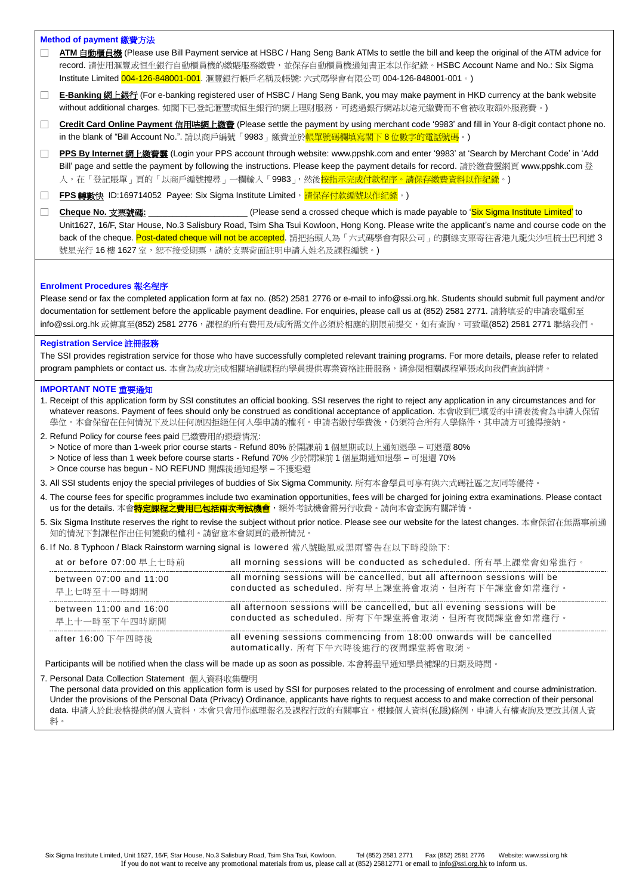### Method of payment 繳費方法

- ☐ **ATM 自動櫃員機** (Please use Bill Payment service at HSBC / Hang Seng Bank ATMs to settle the bill and keep the original of the ATM advice for record. 請使用滙豐或恒生銀行自動櫃員機的繳賬服務繳費，並保存自動櫃員機通知書正本以作紀錄。HSBC Account Name and No.: Six Sigma Institute Limited 004-126-848001-001. 滙豐銀行帳戶名稱及帳號: 六式碼學會有限公司 004-126-848001-001。)
- ☐ **E-Banking 網上銀行** (For e-banking registered user of HSBC / Hang Seng Bank, you may make payment in HKD currency at the bank website without additional charges. 如閣下已登記滙豐或恒生銀行的網上理財服務，可透過銀行網站以港元繳費而不會被收取額外服務費。)
- ☐ **Credit Card Online Payment 信用咭網上繳費** (Please settle the payment by using merchant code '9983' and fill in Your 8-digit contact phone no. in the blank of "Bill Account No.". 請以商戶編號「9983」繳費並於帳單號碼欄填寫閣下 8 位數字的電話號碼。)
- ☐ **PPS By Internet 網上繳費靈** (Login your PPS account through website: www.ppshk.com and enter '9983' at 'Search by Merchant Code' in 'Add Bill' page and settle the payment by following the instructions. Please keep the payment details for record. 請於繳費靈網頁 www.ppshk.com 登入，在「登記賬單」頁的「以商戶編號搜尋」一欄輸入「9983」，然後按指示完成付款程序。請保存繳費資料以作紀錄。)
- ☐ **FPS 轉數快** ID:169714052 Payee: Six Sigma Institute Limited，請保存付款編號以作紀錄。)
- ☐ **Cheque No. 支票號碼:** ____________________ (Please send a crossed cheque which is made payable to 'Six Sigma Institute Limited' to Unit1627, 16/F, Star House, No.3 Salisbury Road, Tsim Sha Tsui Kowloon, Hong Kong. Please write the applicant's name and course code on the back of the cheque. Post-dated cheque will not be accepted. 請把抬頭人為「六式碼學會有限公司」的劃線支票寄往香港九龍尖沙咀梳士巴利道 3 號星光行 16 樓 1627 室，恕不接受期票，請於支票背面註明申請人姓名及課程編號。)

### Enrolment Procedures 報名程序

Please send or fax the completed application form at fax no. (852) 2581 2776 or e-mail to info@ssi.org.hk. Students should submit full payment and/or documentation for settlement before the applicable payment deadline. For enquiries, please call us at (852) 2581 2771. 請將填妥的申請表電郵至 info@ssi.org.hk 或傳真至(852) 2581 2776，課程的所有費用及/或所需文件必須於相應的期限前提交，如有查詢，可致電(852) 2581 2771 聯絡我們。

### Registration Service 註冊服務

The SSI provides registration service for those who have successfully completed relevant training programs. For more details, please refer to related program pamphlets or contact us. 本會為成功完成相關培訓課程的學員提供專業資格註冊服務，請參閱相關課程單張或向我們查詢詳情。

### IMPORTANT NOTE 重要通知

1. Receipt of this application form by SSI constitutes an official booking. SSI reserves the right to reject any application in any circumstances and for whatever reasons. Payment of fees should only be construed as conditional acceptance of application. 本會收到已填妥的申請表後會為申請人保留學位。本會保留在任何情況下及以任何原因拒絕任何入學申請的權利。申請者繳付學費後，仍須符合所有入學條件，其申請方可獲得接納。
2. Refund Policy for course fees paid 已繳費用的退還情況:
   > Notice of more than 1-week prior course starts - Refund 80% 於開課前 1 個星期或以上通知退學 – 可退還 80%
   > Notice of less than 1 week before course starts - Refund 70% 少於開課前 1 個星期通知退學 – 可退還 70%
   > Once course has begun - NO REFUND 開課後通知退學 – 不獲退還
3. All SSI students enjoy the special privileges of buddies of Six Sigma Community. 所有本會學員可享有與六式碼社區之友同等優待。
4. The course fees for specific programmes include two examination opportunities, fees will be charged for joining extra examinations. Please contact us for the details. 本會**特定課程之費用已包括兩次考試機會**，額外考試機會需另行收費。請向本會查詢有關詳情。
5. Six Sigma Institute reserves the right to revise the subject without prior notice. Please see our website for the latest changes. 本會保留在無需事前通知的情況下對課程作出任何變動的權利。請留意本會網頁的最新情況。
6. If No. 8 Typhoon / Black Rainstorm warning signal is lowered 當八號颱風或黑雨警告在以下時段除下:

| | |
|---|---|
| at or before 07:00 早上七時前 | all morning sessions will be conducted as scheduled. 所有早上課堂會如常進行。 |
| between 07:00 and 11:00 早上七時至十一時期間 | all morning sessions will be cancelled, but all afternoon sessions will be conducted as scheduled. 所有早上課堂將會取消，但所有下午課堂會如常進行。 |
| between 11:00 and 16:00 早上十一時至下午四時期間 | all afternoon sessions will be cancelled, but all evening sessions will be conducted as scheduled. 所有下午課堂將會取消，但所有夜間課堂會如常進行。 |
| after 16:00 下午四時後 | all evening sessions commencing from 18:00 onwards will be cancelled automatically. 所有下午六時後進行的夜間課堂將會取消。 |

Participants will be notified when the class will be made up as soon as possible. 本會將盡早通知學員補課的日期及時間。

7. Personal Data Collection Statement 個人資料收集聲明
   The personal data provided on this application form is used by SSI for purposes related to the processing of enrolment and course administration. Under the provisions of the Personal Data (Privacy) Ordinance, applicants have rights to request access to and make correction of their personal data. 申請人於此表格提供的個人資料，本會只會用作處理報名及課程行政的有關事宜。根據個人資料(私隱)條例，申請人有權查詢及更改其個人資料。

Six Sigma Institute Limited, Unit 1627, 16/F, Star House, No.3 Salisbury Road, Tsim Sha Tsui, Kowloon. Tel (852) 2581 2771 Fax (852) 2581 2776 Website: www.ssi.org.hk
If you do not want to receive any promotional materials from us, please call at (852) 25812771 or email to info@ssi.org.hk to inform us.